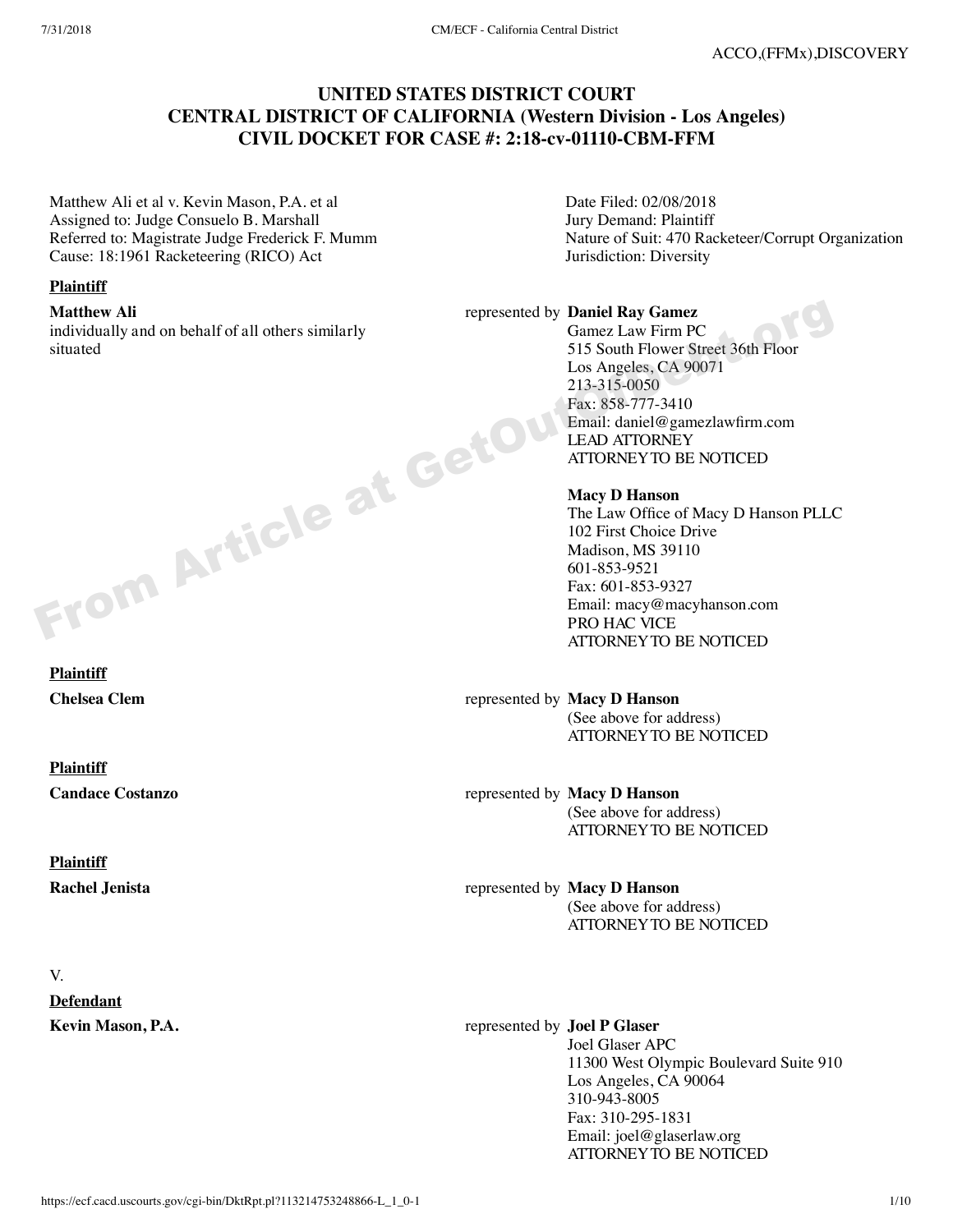ACCO,(FFMx),DISCOVERY

# UNITED STATES DISTRICT COURT
# CENTRAL DISTRICT OF CALIFORNIA (Western Division - Los Angeles)
# CIVIL DOCKET FOR CASE #: 2:18-cv-01110-CBM-FFM

Matthew Ali et al v. Kevin Mason, P.A. et al
Assigned to: Judge Consuelo B. Marshall
Referred to: Magistrate Judge Frederick F. Mumm
Cause: 18:1961 Racketeering (RICO) Act

Date Filed: 02/08/2018
Jury Demand: Plaintiff
Nature of Suit: 470 Racketeer/Corrupt Organization
Jurisdiction: Diversity

**Plaintiff**

**Matthew Ali**
individually and on behalf of all others similarly situated

represented by **Daniel Ray Gamez**
Gamez Law Firm PC
515 South Flower Street 36th Floor
Los Angeles, CA 90071
213-315-0050
Fax: 858-777-3410
Email: daniel@gamezlawfirm.com
LEAD ATTORNEY
ATTORNEY TO BE NOTICED

**Macy D Hanson**
The Law Office of Macy D Hanson PLLC
102 First Choice Drive
Madison, MS 39110
601-853-9521
Fax: 601-853-9327
Email: macy@macyhanson.com
PRO HAC VICE
ATTORNEY TO BE NOTICED

**Plaintiff**

**Chelsea Clem**

represented by **Macy D Hanson**
(See above for address)
ATTORNEY TO BE NOTICED

**Plaintiff**

**Candace Costanzo**

represented by **Macy D Hanson**
(See above for address)
ATTORNEY TO BE NOTICED

**Plaintiff**

**Rachel Jenista**

represented by **Macy D Hanson**
(See above for address)
ATTORNEY TO BE NOTICED

V.

**Defendant**

**Kevin Mason, P.A.**

represented by **Joel P Glaser**
Joel Glaser APC
11300 West Olympic Boulevard Suite 910
Los Angeles, CA 90064
310-943-8005
Fax: 310-295-1831
Email: joel@glaserlaw.org
ATTORNEY TO BE NOTICED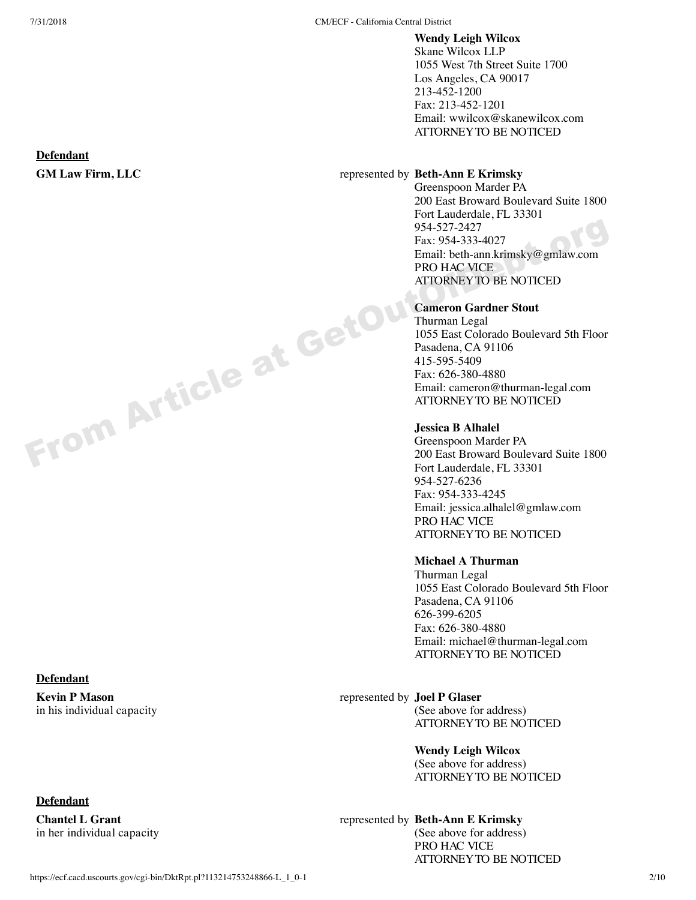**Wendy Leigh Wilcox**
Skane Wilcox LLP
1055 West 7th Street Suite 1700
Los Angeles, CA 90017
213-452-1200
Fax: 213-452-1201
Email: wwilcox@skanewilcox.com
ATTORNEY TO BE NOTICED

**Defendant**

**GM Law Firm, LLC** represented by **Beth-Ann E Krimsky**
Greenspoon Marder PA
200 East Broward Boulevard Suite 1800
Fort Lauderdale, FL 33301
954-527-2427
Fax: 954-333-4027
Email: beth-ann.krimsky@gmlaw.com
PRO HAC VICE
ATTORNEY TO BE NOTICED

**Cameron Gardner Stout**
Thurman Legal
1055 East Colorado Boulevard 5th Floor
Pasadena, CA 91106
415-595-5409
Fax: 626-380-4880
Email: cameron@thurman-legal.com
ATTORNEY TO BE NOTICED

**Jessica B Alhalel**
Greenspoon Marder PA
200 East Broward Boulevard Suite 1800
Fort Lauderdale, FL 33301
954-527-6236
Fax: 954-333-4245
Email: jessica.alhalel@gmlaw.com
PRO HAC VICE
ATTORNEY TO BE NOTICED

**Michael A Thurman**
Thurman Legal
1055 East Colorado Boulevard 5th Floor
Pasadena, CA 91106
626-399-6205
Fax: 626-380-4880
Email: michael@thurman-legal.com
ATTORNEY TO BE NOTICED

**Defendant**

**Kevin P Mason**
in his individual capacity

represented by **Joel P Glaser**
(See above for address)
ATTORNEY TO BE NOTICED

**Wendy Leigh Wilcox**
(See above for address)
ATTORNEY TO BE NOTICED

**Defendant**

**Chantel L Grant**
in her individual capacity

represented by **Beth-Ann E Krimsky**
(See above for address)
PRO HAC VICE
ATTORNEY TO BE NOTICED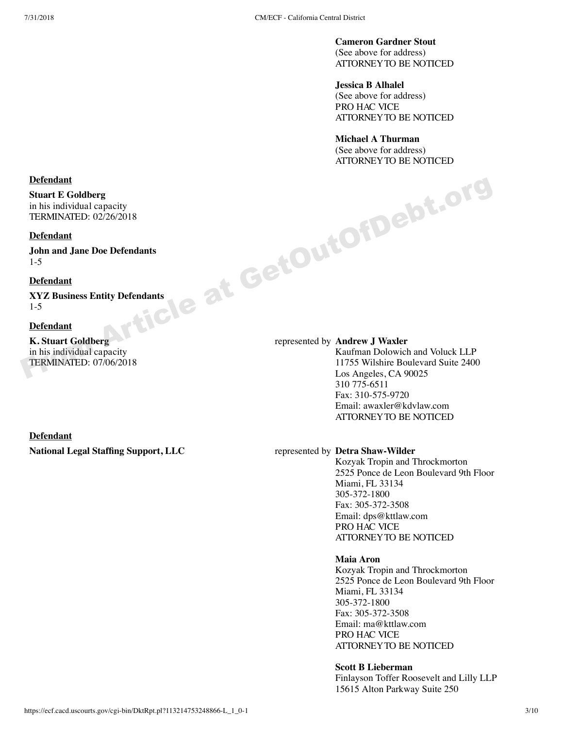**Cameron Gardner Stout**
(See above for address)
ATTORNEY TO BE NOTICED

**Jessica B Alhalel**
(See above for address)
PRO HAC VICE
ATTORNEY TO BE NOTICED

**Michael A Thurman**
(See above for address)
ATTORNEY TO BE NOTICED

**Defendant**

**Stuart E Goldberg**
in his individual capacity
TERMINATED: 02/26/2018

**Defendant**

**John and Jane Doe Defendants**
1-5

**Defendant**

**XYZ Business Entity Defendants**
1-5

**Defendant**

**K. Stuart Goldberg**
in his individual capacity
TERMINATED: 07/06/2018

represented by **Andrew J Waxler**
Kaufman Dolowich and Voluck LLP
11755 Wilshire Boulevard Suite 2400
Los Angeles, CA 90025
310 775-6511
Fax: 310-575-9720
Email: awaxler@kdvlaw.com
ATTORNEY TO BE NOTICED

**Defendant**

**National Legal Staffing Support, LLC**

represented by **Detra Shaw-Wilder**
Kozyak Tropin and Throckmorton
2525 Ponce de Leon Boulevard 9th Floor
Miami, FL 33134
305-372-1800
Fax: 305-372-3508
Email: dps@kttlaw.com
PRO HAC VICE
ATTORNEY TO BE NOTICED

**Maia Aron**
Kozyak Tropin and Throckmorton
2525 Ponce de Leon Boulevard 9th Floor
Miami, FL 33134
305-372-1800
Fax: 305-372-3508
Email: ma@kttlaw.com
PRO HAC VICE
ATTORNEY TO BE NOTICED

**Scott B Lieberman**
Finlayson Toffer Roosevelt and Lilly LLP
15615 Alton Parkway Suite 250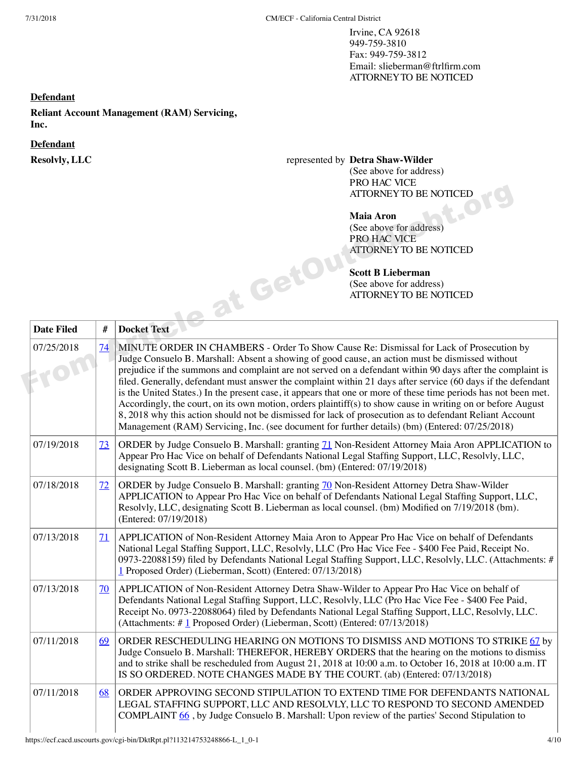Irvine, CA 92618
949-759-3810
Fax: 949-759-3812
Email: slieberman@ftrlfirm.com
ATTORNEY TO BE NOTICED

**Defendant**

**Reliant Account Management (RAM) Servicing, Inc.**

**Defendant**

**Resolvly, LLC**

represented by **Detra Shaw-Wilder**
(See above for address)
PRO HAC VICE
ATTORNEY TO BE NOTICED

**Maia Aron**
(See above for address)
PRO HAC VICE
ATTORNEY TO BE NOTICED

**Scott B Lieberman**
(See above for address)
ATTORNEY TO BE NOTICED

| Date Filed | # | Docket Text |
|---|---|---|
| 07/25/2018 | 74 | MINUTE ORDER IN CHAMBERS - Order To Show Cause Re: Dismissal for Lack of Prosecution by Judge Consuelo B. Marshall: Absent a showing of good cause, an action must be dismissed without prejudice if the summons and complaint are not served on a defendant within 90 days after the complaint is filed. Generally, defendant must answer the complaint within 21 days after service (60 days if the defendant is the United States.) In the present case, it appears that one or more of these time periods has not been met. Accordingly, the court, on its own motion, orders plaintiff(s) to show cause in writing on or before August 8, 2018 why this action should not be dismissed for lack of prosecution as to defendant Reliant Account Management (RAM) Servicing, Inc. (see document for further details) (bm) (Entered: 07/25/2018) |
| 07/19/2018 | 73 | ORDER by Judge Consuelo B. Marshall: granting 71 Non-Resident Attorney Maia Aron APPLICATION to Appear Pro Hac Vice on behalf of Defendants National Legal Staffing Support, LLC, Resolvly, LLC, designating Scott B. Lieberman as local counsel. (bm) (Entered: 07/19/2018) |
| 07/18/2018 | 72 | ORDER by Judge Consuelo B. Marshall: granting 70 Non-Resident Attorney Detra Shaw-Wilder APPLICATION to Appear Pro Hac Vice on behalf of Defendants National Legal Staffing Support, LLC, Resolvly, LLC, designating Scott B. Lieberman as local counsel. (bm) Modified on 7/19/2018 (bm). (Entered: 07/19/2018) |
| 07/13/2018 | 71 | APPLICATION of Non-Resident Attorney Maia Aron to Appear Pro Hac Vice on behalf of Defendants National Legal Staffing Support, LLC, Resolvly, LLC (Pro Hac Vice Fee - $400 Fee Paid, Receipt No. 0973-22088159) filed by Defendants National Legal Staffing Support, LLC, Resolvly, LLC. (Attachments: # 1 Proposed Order) (Lieberman, Scott) (Entered: 07/13/2018) |
| 07/13/2018 | 70 | APPLICATION of Non-Resident Attorney Detra Shaw-Wilder to Appear Pro Hac Vice on behalf of Defendants National Legal Staffing Support, LLC, Resolvly, LLC (Pro Hac Vice Fee - $400 Fee Paid, Receipt No. 0973-22088064) filed by Defendants National Legal Staffing Support, LLC, Resolvly, LLC. (Attachments: # 1 Proposed Order) (Lieberman, Scott) (Entered: 07/13/2018) |
| 07/11/2018 | 69 | ORDER RESCHEDULING HEARING ON MOTIONS TO DISMISS AND MOTIONS TO STRIKE 67 by Judge Consuelo B. Marshall: THEREFOR, HEREBY ORDERS that the hearing on the motions to dismiss and to strike shall be rescheduled from August 21, 2018 at 10:00 a.m. to October 16, 2018 at 10:00 a.m. IT IS SO ORDERED. NOTE CHANGES MADE BY THE COURT. (ab) (Entered: 07/13/2018) |
| 07/11/2018 | 68 | ORDER APPROVING SECOND STIPULATION TO EXTEND TIME FOR DEFENDANTS NATIONAL LEGAL STAFFING SUPPORT, LLC AND RESOLVLY, LLC TO RESPOND TO SECOND AMENDED COMPLAINT 66 , by Judge Consuelo B. Marshall: Upon review of the parties' Second Stipulation to |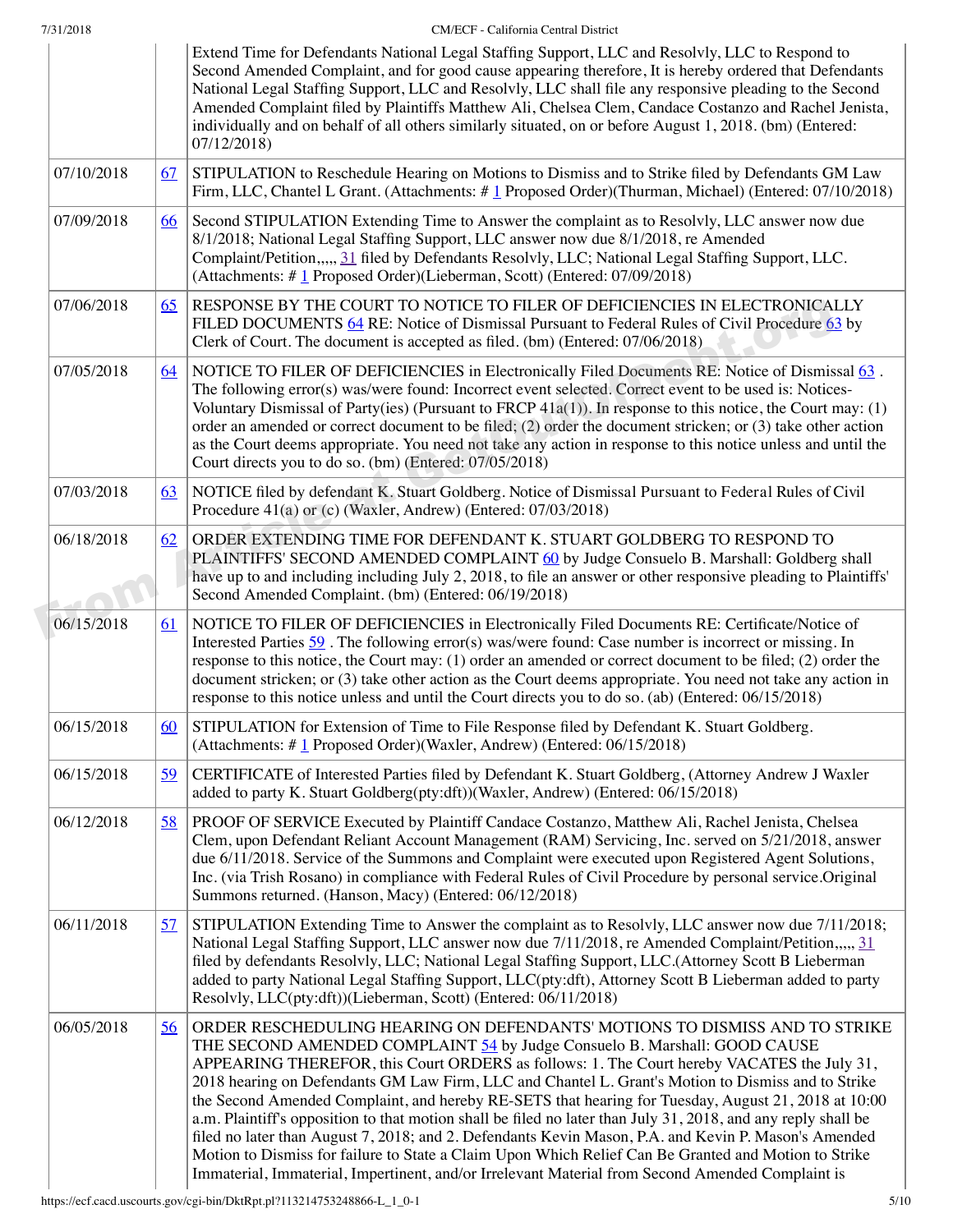| | | Extend Time for Defendants National Legal Staffing Support, LLC and Resolvly, LLC to Respond to Second Amended Complaint, and for good cause appearing therefore, It is hereby ordered that Defendants National Legal Staffing Support, LLC and Resolvly, LLC shall file any responsive pleading to the Second Amended Complaint filed by Plaintiffs Matthew Ali, Chelsea Clem, Candace Costanzo and Rachel Jenista, individually and on behalf of all others similarly situated, on or before August 1, 2018. (bm) (Entered: 07/12/2018) |
|---|---|---|
| 07/10/2018 | 67 | STIPULATION to Reschedule Hearing on Motions to Dismiss and to Strike filed by Defendants GM Law Firm, LLC, Chantel L Grant. (Attachments: # 1 Proposed Order)(Thurman, Michael) (Entered: 07/10/2018) |
| 07/09/2018 | 66 | Second STIPULATION Extending Time to Answer the complaint as to Resolvly, LLC answer now due 8/1/2018; National Legal Staffing Support, LLC answer now due 8/1/2018, re Amended Complaint/Petition,,,,, 31 filed by Defendants Resolvly, LLC; National Legal Staffing Support, LLC. (Attachments: # 1 Proposed Order)(Lieberman, Scott) (Entered: 07/09/2018) |
| 07/06/2018 | 65 | RESPONSE BY THE COURT TO NOTICE TO FILER OF DEFICIENCIES IN ELECTRONICALLY FILED DOCUMENTS 64 RE: Notice of Dismissal Pursuant to Federal Rules of Civil Procedure 63 by Clerk of Court. The document is accepted as filed. (bm) (Entered: 07/06/2018) |
| 07/05/2018 | 64 | NOTICE TO FILER OF DEFICIENCIES in Electronically Filed Documents RE: Notice of Dismissal 63 . The following error(s) was/were found: Incorrect event selected. Correct event to be used is: Notices-Voluntary Dismissal of Party(ies) (Pursuant to FRCP 41a(1)). In response to this notice, the Court may: (1) order an amended or correct document to be filed; (2) order the document stricken; or (3) take other action as the Court deems appropriate. You need not take any action in response to this notice unless and until the Court directs you to do so. (bm) (Entered: 07/05/2018) |
| 07/03/2018 | 63 | NOTICE filed by defendant K. Stuart Goldberg. Notice of Dismissal Pursuant to Federal Rules of Civil Procedure 41(a) or (c) (Waxler, Andrew) (Entered: 07/03/2018) |
| 06/18/2018 | 62 | ORDER EXTENDING TIME FOR DEFENDANT K. STUART GOLDBERG TO RESPOND TO PLAINTIFFS' SECOND AMENDED COMPLAINT 60 by Judge Consuelo B. Marshall: Goldberg shall have up to and including including July 2, 2018, to file an answer or other responsive pleading to Plaintiffs' Second Amended Complaint. (bm) (Entered: 06/19/2018) |
| 06/15/2018 | 61 | NOTICE TO FILER OF DEFICIENCIES in Electronically Filed Documents RE: Certificate/Notice of Interested Parties 59 . The following error(s) was/were found: Case number is incorrect or missing. In response to this notice, the Court may: (1) order an amended or correct document to be filed; (2) order the document stricken; or (3) take other action as the Court deems appropriate. You need not take any action in response to this notice unless and until the Court directs you to do so. (ab) (Entered: 06/15/2018) |
| 06/15/2018 | 60 | STIPULATION for Extension of Time to File Response filed by Defendant K. Stuart Goldberg. (Attachments: # 1 Proposed Order)(Waxler, Andrew) (Entered: 06/15/2018) |
| 06/15/2018 | 59 | CERTIFICATE of Interested Parties filed by Defendant K. Stuart Goldberg, (Attorney Andrew J Waxler added to party K. Stuart Goldberg(pty:dft))(Waxler, Andrew) (Entered: 06/15/2018) |
| 06/12/2018 | 58 | PROOF OF SERVICE Executed by Plaintiff Candace Costanzo, Matthew Ali, Rachel Jenista, Chelsea Clem, upon Defendant Reliant Account Management (RAM) Servicing, Inc. served on 5/21/2018, answer due 6/11/2018. Service of the Summons and Complaint were executed upon Registered Agent Solutions, Inc. (via Trish Rosano) in compliance with Federal Rules of Civil Procedure by personal service.Original Summons returned. (Hanson, Macy) (Entered: 06/12/2018) |
| 06/11/2018 | 57 | STIPULATION Extending Time to Answer the complaint as to Resolvly, LLC answer now due 7/11/2018; National Legal Staffing Support, LLC answer now due 7/11/2018, re Amended Complaint/Petition,,,,, 31 filed by defendants Resolvly, LLC; National Legal Staffing Support, LLC.(Attorney Scott B Lieberman added to party National Legal Staffing Support, LLC(pty:dft), Attorney Scott B Lieberman added to party Resolvly, LLC(pty:dft))(Lieberman, Scott) (Entered: 06/11/2018) |
| 06/05/2018 | 56 | ORDER RESCHEDULING HEARING ON DEFENDANTS' MOTIONS TO DISMISS AND TO STRIKE THE SECOND AMENDED COMPLAINT 54 by Judge Consuelo B. Marshall: GOOD CAUSE APPEARING THEREFOR, this Court ORDERS as follows: 1. The Court hereby VACATES the July 31, 2018 hearing on Defendants GM Law Firm, LLC and Chantel L. Grant's Motion to Dismiss and to Strike the Second Amended Complaint, and hereby RE-SETS that hearing for Tuesday, August 21, 2018 at 10:00 a.m. Plaintiff's opposition to that motion shall be filed no later than July 31, 2018, and any reply shall be filed no later than August 7, 2018; and 2. Defendants Kevin Mason, P.A. and Kevin P. Mason's Amended Motion to Dismiss for failure to State a Claim Upon Which Relief Can Be Granted and Motion to Strike Immaterial, Immaterial, Impertinent, and/or Irrelevant Material from Second Amended Complaint is |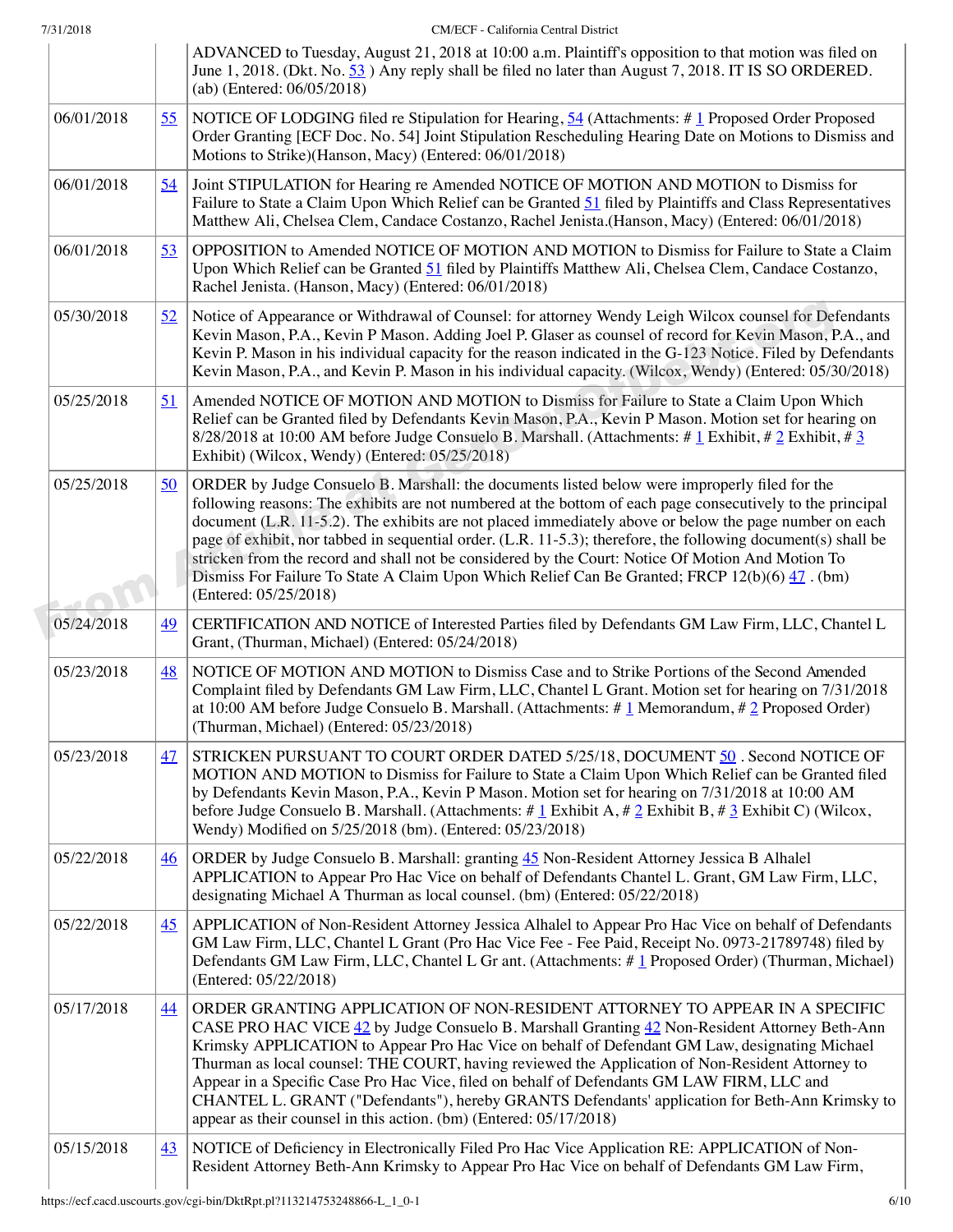| | | |
|---|---|---|
| | | ADVANCED to Tuesday, August 21, 2018 at 10:00 a.m. Plaintiff's opposition to that motion was filed on June 1, 2018. (Dkt. No. 53 ) Any reply shall be filed no later than August 7, 2018. IT IS SO ORDERED. (ab) (Entered: 06/05/2018) |
| 06/01/2018 | 55 | NOTICE OF LODGING filed re Stipulation for Hearing, 54 (Attachments: # 1 Proposed Order Proposed Order Granting [ECF Doc. No. 54] Joint Stipulation Rescheduling Hearing Date on Motions to Dismiss and Motions to Strike)(Hanson, Macy) (Entered: 06/01/2018) |
| 06/01/2018 | 54 | Joint STIPULATION for Hearing re Amended NOTICE OF MOTION AND MOTION to Dismiss for Failure to State a Claim Upon Which Relief can be Granted 51 filed by Plaintiffs and Class Representatives Matthew Ali, Chelsea Clem, Candace Costanzo, Rachel Jenista.(Hanson, Macy) (Entered: 06/01/2018) |
| 06/01/2018 | 53 | OPPOSITION to Amended NOTICE OF MOTION AND MOTION to Dismiss for Failure to State a Claim Upon Which Relief can be Granted 51 filed by Plaintiffs Matthew Ali, Chelsea Clem, Candace Costanzo, Rachel Jenista. (Hanson, Macy) (Entered: 06/01/2018) |
| 05/30/2018 | 52 | Notice of Appearance or Withdrawal of Counsel: for attorney Wendy Leigh Wilcox counsel for Defendants Kevin Mason, P.A., Kevin P Mason. Adding Joel P. Glaser as counsel of record for Kevin Mason, P.A., and Kevin P. Mason in his individual capacity for the reason indicated in the G-123 Notice. Filed by Defendants Kevin Mason, P.A., and Kevin P. Mason in his individual capacity. (Wilcox, Wendy) (Entered: 05/30/2018) |
| 05/25/2018 | 51 | Amended NOTICE OF MOTION AND MOTION to Dismiss for Failure to State a Claim Upon Which Relief can be Granted filed by Defendants Kevin Mason, P.A., Kevin P Mason. Motion set for hearing on 8/28/2018 at 10:00 AM before Judge Consuelo B. Marshall. (Attachments: # 1 Exhibit, # 2 Exhibit, # 3 Exhibit) (Wilcox, Wendy) (Entered: 05/25/2018) |
| 05/25/2018 | 50 | ORDER by Judge Consuelo B. Marshall: the documents listed below were improperly filed for the following reasons: The exhibits are not numbered at the bottom of each page consecutively to the principal document (L.R. 11-5.2). The exhibits are not placed immediately above or below the page number on each page of exhibit, nor tabbed in sequential order. (L.R. 11-5.3); therefore, the following document(s) shall be stricken from the record and shall not be considered by the Court: Notice Of Motion And Motion To Dismiss For Failure To State A Claim Upon Which Relief Can Be Granted; FRCP 12(b)(6) 47 . (bm) (Entered: 05/25/2018) |
| 05/24/2018 | 49 | CERTIFICATION AND NOTICE of Interested Parties filed by Defendants GM Law Firm, LLC, Chantel L Grant, (Thurman, Michael) (Entered: 05/24/2018) |
| 05/23/2018 | 48 | NOTICE OF MOTION AND MOTION to Dismiss Case and to Strike Portions of the Second Amended Complaint filed by Defendants GM Law Firm, LLC, Chantel L Grant. Motion set for hearing on 7/31/2018 at 10:00 AM before Judge Consuelo B. Marshall. (Attachments: # 1 Memorandum, # 2 Proposed Order) (Thurman, Michael) (Entered: 05/23/2018) |
| 05/23/2018 | 47 | STRICKEN PURSUANT TO COURT ORDER DATED 5/25/18, DOCUMENT 50 . Second NOTICE OF MOTION AND MOTION to Dismiss for Failure to State a Claim Upon Which Relief can be Granted filed by Defendants Kevin Mason, P.A., Kevin P Mason. Motion set for hearing on 7/31/2018 at 10:00 AM before Judge Consuelo B. Marshall. (Attachments: # 1 Exhibit A, # 2 Exhibit B, # 3 Exhibit C) (Wilcox, Wendy) Modified on 5/25/2018 (bm). (Entered: 05/23/2018) |
| 05/22/2018 | 46 | ORDER by Judge Consuelo B. Marshall: granting 45 Non-Resident Attorney Jessica B Alhalel APPLICATION to Appear Pro Hac Vice on behalf of Defendants Chantel L. Grant, GM Law Firm, LLC, designating Michael A Thurman as local counsel. (bm) (Entered: 05/22/2018) |
| 05/22/2018 | 45 | APPLICATION of Non-Resident Attorney Jessica Alhalel to Appear Pro Hac Vice on behalf of Defendants GM Law Firm, LLC, Chantel L Grant (Pro Hac Vice Fee - Fee Paid, Receipt No. 0973-21789748) filed by Defendants GM Law Firm, LLC, Chantel L Gr ant. (Attachments: # 1 Proposed Order) (Thurman, Michael) (Entered: 05/22/2018) |
| 05/17/2018 | 44 | ORDER GRANTING APPLICATION OF NON-RESIDENT ATTORNEY TO APPEAR IN A SPECIFIC CASE PRO HAC VICE 42 by Judge Consuelo B. Marshall Granting 42 Non-Resident Attorney Beth-Ann Krimsky APPLICATION to Appear Pro Hac Vice on behalf of Defendant GM Law, designating Michael Thurman as local counsel: THE COURT, having reviewed the Application of Non-Resident Attorney to Appear in a Specific Case Pro Hac Vice, filed on behalf of Defendants GM LAW FIRM, LLC and CHANTEL L. GRANT ("Defendants"), hereby GRANTS Defendants' application for Beth-Ann Krimsky to appear as their counsel in this action. (bm) (Entered: 05/17/2018) |
| 05/15/2018 | 43 | NOTICE of Deficiency in Electronically Filed Pro Hac Vice Application RE: APPLICATION of Non-Resident Attorney Beth-Ann Krimsky to Appear Pro Hac Vice on behalf of Defendants GM Law Firm, |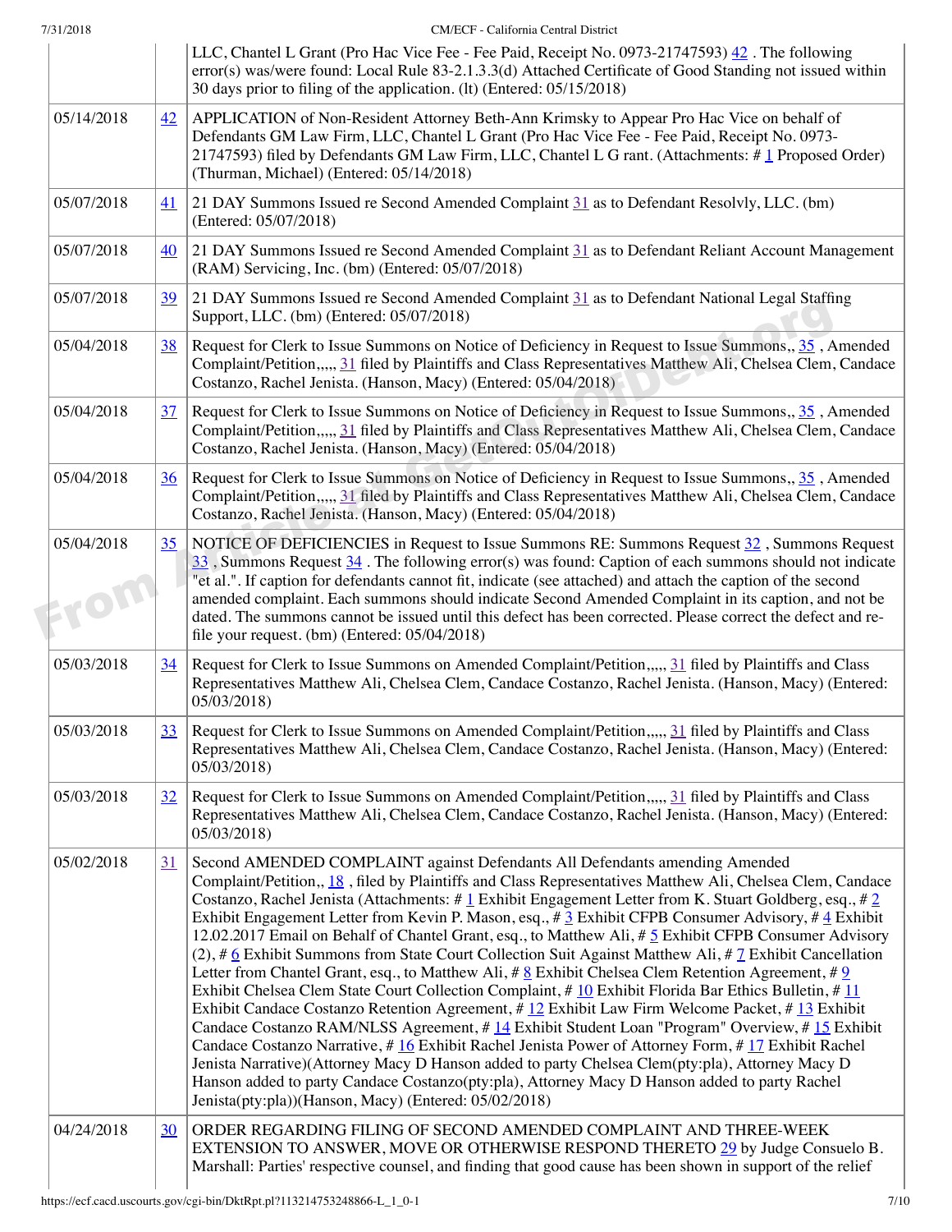| | | LLC, Chantel L Grant (Pro Hac Vice Fee - Fee Paid, Receipt No. 0973-21747593) 42 . The following error(s) was/were found: Local Rule 83-2.1.3.3(d) Attached Certificate of Good Standing not issued within 30 days prior to filing of the application. (lt) (Entered: 05/15/2018) |
|---|---|---|
| 05/14/2018 | 42 | APPLICATION of Non-Resident Attorney Beth-Ann Krimsky to Appear Pro Hac Vice on behalf of Defendants GM Law Firm, LLC, Chantel L Grant (Pro Hac Vice Fee - Fee Paid, Receipt No. 0973-21747593) filed by Defendants GM Law Firm, LLC, Chantel L G rant. (Attachments: # 1 Proposed Order) (Thurman, Michael) (Entered: 05/14/2018) |
| 05/07/2018 | 41 | 21 DAY Summons Issued re Second Amended Complaint 31 as to Defendant Resolvly, LLC. (bm) (Entered: 05/07/2018) |
| 05/07/2018 | 40 | 21 DAY Summons Issued re Second Amended Complaint 31 as to Defendant Reliant Account Management (RAM) Servicing, Inc. (bm) (Entered: 05/07/2018) |
| 05/07/2018 | 39 | 21 DAY Summons Issued re Second Amended Complaint 31 as to Defendant National Legal Staffing Support, LLC. (bm) (Entered: 05/07/2018) |
| 05/04/2018 | 38 | Request for Clerk to Issue Summons on Notice of Deficiency in Request to Issue Summons,, 35 , Amended Complaint/Petition,,,,, 31 filed by Plaintiffs and Class Representatives Matthew Ali, Chelsea Clem, Candace Costanzo, Rachel Jenista. (Hanson, Macy) (Entered: 05/04/2018) |
| 05/04/2018 | 37 | Request for Clerk to Issue Summons on Notice of Deficiency in Request to Issue Summons,, 35 , Amended Complaint/Petition,,,,, 31 filed by Plaintiffs and Class Representatives Matthew Ali, Chelsea Clem, Candace Costanzo, Rachel Jenista. (Hanson, Macy) (Entered: 05/04/2018) |
| 05/04/2018 | 36 | Request for Clerk to Issue Summons on Notice of Deficiency in Request to Issue Summons,, 35 , Amended Complaint/Petition,,,,, 31 filed by Plaintiffs and Class Representatives Matthew Ali, Chelsea Clem, Candace Costanzo, Rachel Jenista. (Hanson, Macy) (Entered: 05/04/2018) |
| 05/04/2018 | 35 | NOTICE OF DEFICIENCIES in Request to Issue Summons RE: Summons Request 32 , Summons Request 33 , Summons Request 34 . The following error(s) was found: Caption of each summons should not indicate "et al.". If caption for defendants cannot fit, indicate (see attached) and attach the caption of the second amended complaint. Each summons should indicate Second Amended Complaint in its caption, and not be dated. The summons cannot be issued until this defect has been corrected. Please correct the defect and re-file your request. (bm) (Entered: 05/04/2018) |
| 05/03/2018 | 34 | Request for Clerk to Issue Summons on Amended Complaint/Petition,,,,, 31 filed by Plaintiffs and Class Representatives Matthew Ali, Chelsea Clem, Candace Costanzo, Rachel Jenista. (Hanson, Macy) (Entered: 05/03/2018) |
| 05/03/2018 | 33 | Request for Clerk to Issue Summons on Amended Complaint/Petition,,,,, 31 filed by Plaintiffs and Class Representatives Matthew Ali, Chelsea Clem, Candace Costanzo, Rachel Jenista. (Hanson, Macy) (Entered: 05/03/2018) |
| 05/03/2018 | 32 | Request for Clerk to Issue Summons on Amended Complaint/Petition,,,,, 31 filed by Plaintiffs and Class Representatives Matthew Ali, Chelsea Clem, Candace Costanzo, Rachel Jenista. (Hanson, Macy) (Entered: 05/03/2018) |
| 05/02/2018 | 31 | Second AMENDED COMPLAINT against Defendants All Defendants amending Amended Complaint/Petition,, 18 , filed by Plaintiffs and Class Representatives Matthew Ali, Chelsea Clem, Candace Costanzo, Rachel Jenista (Attachments: # 1 Exhibit Engagement Letter from K. Stuart Goldberg, esq., # 2 Exhibit Engagement Letter from Kevin P. Mason, esq., # 3 Exhibit CFPB Consumer Advisory, # 4 Exhibit 12.02.2017 Email on Behalf of Chantel Grant, esq., to Matthew Ali, # 5 Exhibit CFPB Consumer Advisory (2), # 6 Exhibit Summons from State Court Collection Suit Against Matthew Ali, # 7 Exhibit Cancellation Letter from Chantel Grant, esq., to Matthew Ali, # 8 Exhibit Chelsea Clem Retention Agreement, # 9 Exhibit Chelsea Clem State Court Collection Complaint, # 10 Exhibit Florida Bar Ethics Bulletin, # 11 Exhibit Candace Costanzo Retention Agreement, # 12 Exhibit Law Firm Welcome Packet, # 13 Exhibit Candace Costanzo RAM/NLSS Agreement, # 14 Exhibit Student Loan "Program" Overview, # 15 Exhibit Candace Costanzo Narrative, # 16 Exhibit Rachel Jenista Power of Attorney Form, # 17 Exhibit Rachel Jenista Narrative)(Attorney Macy D Hanson added to party Chelsea Clem(pty:pla), Attorney Macy D Hanson added to party Candace Costanzo(pty:pla), Attorney Macy D Hanson added to party Rachel Jenista(pty:pla))(Hanson, Macy) (Entered: 05/02/2018) |
| 04/24/2018 | 30 | ORDER REGARDING FILING OF SECOND AMENDED COMPLAINT AND THREE-WEEK EXTENSION TO ANSWER, MOVE OR OTHERWISE RESPOND THERETO 29 by Judge Consuelo B. Marshall: Parties' respective counsel, and finding that good cause has been shown in support of the relief |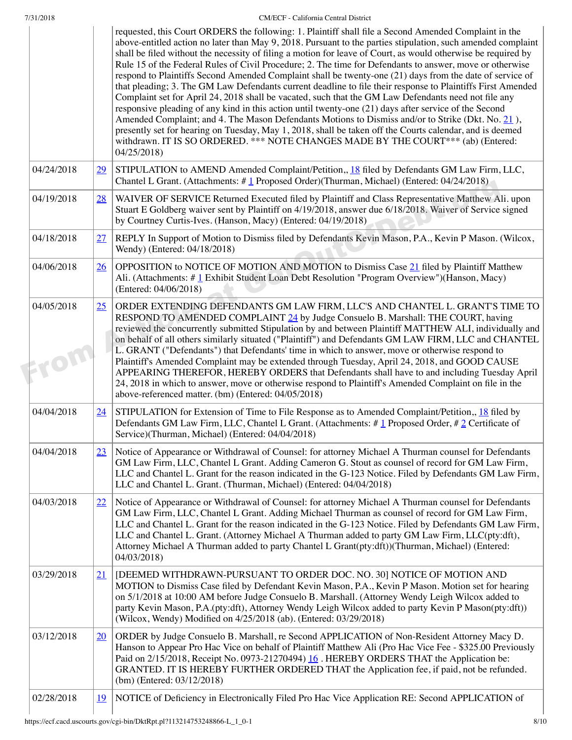| | | |
|---|---|---|
| | | requested, this Court ORDERS the following: 1. Plaintiff shall file a Second Amended Complaint in the above-entitled action no later than May 9, 2018. Pursuant to the parties stipulation, such amended complaint shall be filed without the necessity of filing a motion for leave of Court, as would otherwise be required by Rule 15 of the Federal Rules of Civil Procedure; 2. The time for Defendants to answer, move or otherwise respond to Plaintiffs Second Amended Complaint shall be twenty-one (21) days from the date of service of that pleading; 3. The GM Law Defendants current deadline to file their response to Plaintiffs First Amended Complaint set for April 24, 2018 shall be vacated, such that the GM Law Defendants need not file any responsive pleading of any kind in this action until twenty-one (21) days after service of the Second Amended Complaint; and 4. The Mason Defendants Motions to Dismiss and/or to Strike (Dkt. No. 21 ), presently set for hearing on Tuesday, May 1, 2018, shall be taken off the Courts calendar, and is deemed withdrawn. IT IS SO ORDERED. *** NOTE CHANGES MADE BY THE COURT*** (ab) (Entered: 04/25/2018) |
| 04/24/2018 | 29 | STIPULATION to AMEND Amended Complaint/Petition,, 18 filed by Defendants GM Law Firm, LLC, Chantel L Grant. (Attachments: # 1 Proposed Order)(Thurman, Michael) (Entered: 04/24/2018) |
| 04/19/2018 | 28 | WAIVER OF SERVICE Returned Executed filed by Plaintiff and Class Representative Matthew Ali. upon Stuart E Goldberg waiver sent by Plaintiff on 4/19/2018, answer due 6/18/2018. Waiver of Service signed by Courtney Curtis-Ives. (Hanson, Macy) (Entered: 04/19/2018) |
| 04/18/2018 | 27 | REPLY In Support of Motion to Dismiss filed by Defendants Kevin Mason, P.A., Kevin P Mason. (Wilcox, Wendy) (Entered: 04/18/2018) |
| 04/06/2018 | 26 | OPPOSITION to NOTICE OF MOTION AND MOTION to Dismiss Case 21 filed by Plaintiff Matthew Ali. (Attachments: # 1 Exhibit Student Loan Debt Resolution "Program Overview")(Hanson, Macy) (Entered: 04/06/2018) |
| 04/05/2018 | 25 | ORDER EXTENDING DEFENDANTS GM LAW FIRM, LLC'S AND CHANTEL L. GRANT'S TIME TO RESPOND TO AMENDED COMPLAINT 24 by Judge Consuelo B. Marshall: THE COURT, having reviewed the concurrently submitted Stipulation by and between Plaintiff MATTHEW ALI, individually and on behalf of all others similarly situated ("Plaintiff") and Defendants GM LAW FIRM, LLC and CHANTEL L. GRANT ("Defendants") that Defendants' time in which to answer, move or otherwise respond to Plaintiff's Amended Complaint may be extended through Tuesday, April 24, 2018, and GOOD CAUSE APPEARING THEREFOR, HEREBY ORDERS that Defendants shall have to and including Tuesday April 24, 2018 in which to answer, move or otherwise respond to Plaintiff's Amended Complaint on file in the above-referenced matter. (bm) (Entered: 04/05/2018) |
| 04/04/2018 | 24 | STIPULATION for Extension of Time to File Response as to Amended Complaint/Petition,, 18 filed by Defendants GM Law Firm, LLC, Chantel L Grant. (Attachments: # 1 Proposed Order, # 2 Certificate of Service)(Thurman, Michael) (Entered: 04/04/2018) |
| 04/04/2018 | 23 | Notice of Appearance or Withdrawal of Counsel: for attorney Michael A Thurman counsel for Defendants GM Law Firm, LLC, Chantel L Grant. Adding Cameron G. Stout as counsel of record for GM Law Firm, LLC and Chantel L. Grant for the reason indicated in the G-123 Notice. Filed by Defendants GM Law Firm, LLC and Chantel L. Grant. (Thurman, Michael) (Entered: 04/04/2018) |
| 04/03/2018 | 22 | Notice of Appearance or Withdrawal of Counsel: for attorney Michael A Thurman counsel for Defendants GM Law Firm, LLC, Chantel L Grant. Adding Michael Thurman as counsel of record for GM Law Firm, LLC and Chantel L. Grant for the reason indicated in the G-123 Notice. Filed by Defendants GM Law Firm, LLC and Chantel L. Grant. (Attorney Michael A Thurman added to party GM Law Firm, LLC(pty:dft), Attorney Michael A Thurman added to party Chantel L Grant(pty:dft))(Thurman, Michael) (Entered: 04/03/2018) |
| 03/29/2018 | 21 | [DEEMED WITHDRAWN-PURSUANT TO ORDER DOC. NO. 30] NOTICE OF MOTION AND MOTION to Dismiss Case filed by Defendant Kevin Mason, P.A., Kevin P Mason. Motion set for hearing on 5/1/2018 at 10:00 AM before Judge Consuelo B. Marshall. (Attorney Wendy Leigh Wilcox added to party Kevin Mason, P.A.(pty:dft), Attorney Wendy Leigh Wilcox added to party Kevin P Mason(pty:dft)) (Wilcox, Wendy) Modified on 4/25/2018 (ab). (Entered: 03/29/2018) |
| 03/12/2018 | 20 | ORDER by Judge Consuelo B. Marshall, re Second APPLICATION of Non-Resident Attorney Macy D. Hanson to Appear Pro Hac Vice on behalf of Plaintiff Matthew Ali (Pro Hac Vice Fee - $325.00 Previously Paid on 2/15/2018, Receipt No. 0973-21270494) 16 . HEREBY ORDERS THAT the Application be: GRANTED. IT IS HEREBY FURTHER ORDERED THAT the Application fee, if paid, not be refunded. (bm) (Entered: 03/12/2018) |
| 02/28/2018 | 19 | NOTICE of Deficiency in Electronically Filed Pro Hac Vice Application RE: Second APPLICATION of |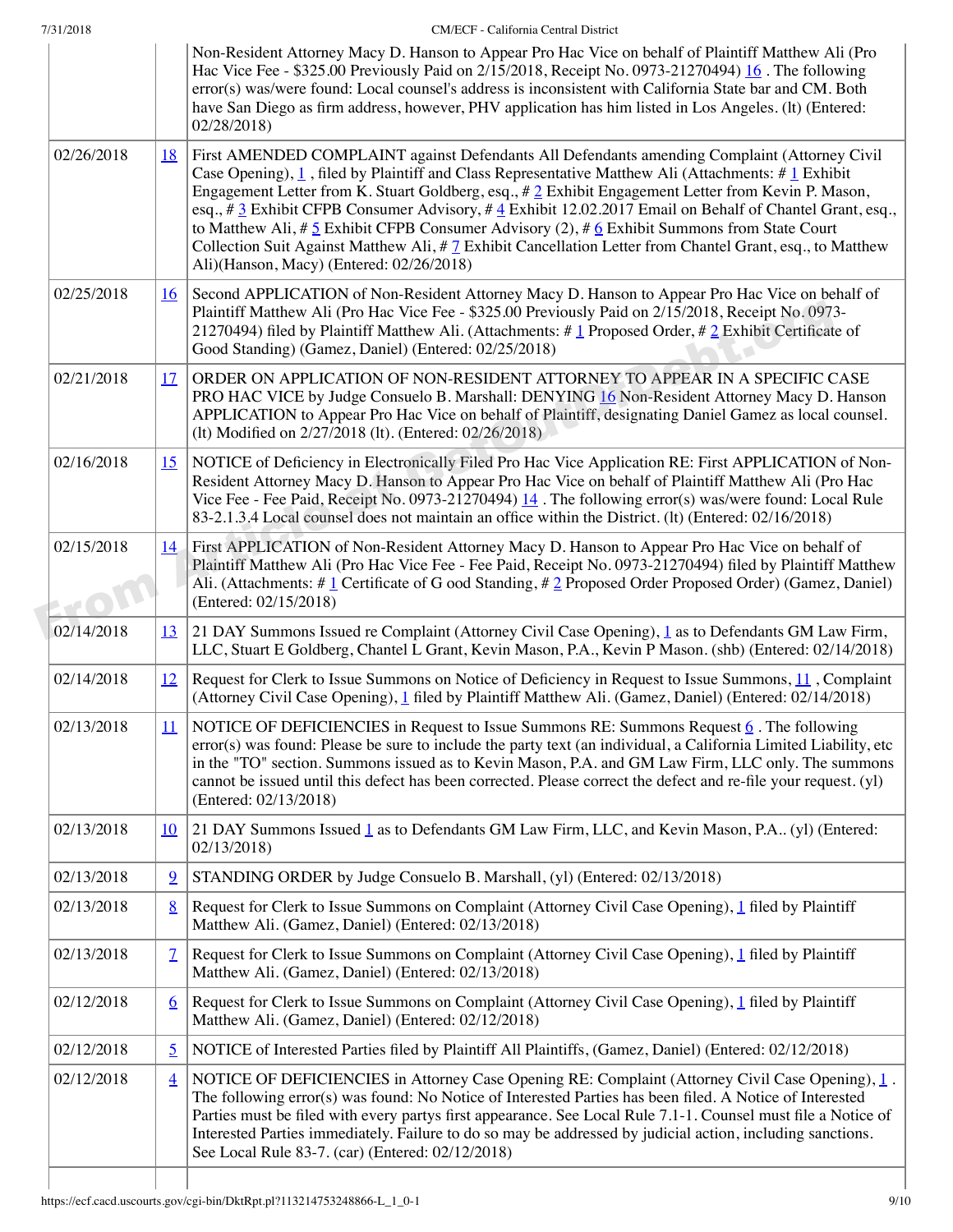| | | |
|---|---|---|
| | | Non-Resident Attorney Macy D. Hanson to Appear Pro Hac Vice on behalf of Plaintiff Matthew Ali (Pro Hac Vice Fee - $325.00 Previously Paid on 2/15/2018, Receipt No. 0973-21270494) 16 . The following error(s) was/were found: Local counsel's address is inconsistent with California State bar and CM. Both have San Diego as firm address, however, PHV application has him listed in Los Angeles. (lt) (Entered: 02/28/2018) |
| 02/26/2018 | 18 | First AMENDED COMPLAINT against Defendants All Defendants amending Complaint (Attorney Civil Case Opening), 1 , filed by Plaintiff and Class Representative Matthew Ali (Attachments: # 1 Exhibit Engagement Letter from K. Stuart Goldberg, esq., # 2 Exhibit Engagement Letter from Kevin P. Mason, esq., # 3 Exhibit CFPB Consumer Advisory, # 4 Exhibit 12.02.2017 Email on Behalf of Chantel Grant, esq., to Matthew Ali, # 5 Exhibit CFPB Consumer Advisory (2), # 6 Exhibit Summons from State Court Collection Suit Against Matthew Ali, # 7 Exhibit Cancellation Letter from Chantel Grant, esq., to Matthew Ali)(Hanson, Macy) (Entered: 02/26/2018) |
| 02/25/2018 | 16 | Second APPLICATION of Non-Resident Attorney Macy D. Hanson to Appear Pro Hac Vice on behalf of Plaintiff Matthew Ali (Pro Hac Vice Fee - $325.00 Previously Paid on 2/15/2018, Receipt No. 0973-21270494) filed by Plaintiff Matthew Ali. (Attachments: # 1 Proposed Order, # 2 Exhibit Certificate of Good Standing) (Gamez, Daniel) (Entered: 02/25/2018) |
| 02/21/2018 | 17 | ORDER ON APPLICATION OF NON-RESIDENT ATTORNEY TO APPEAR IN A SPECIFIC CASE PRO HAC VICE by Judge Consuelo B. Marshall: DENYING 16 Non-Resident Attorney Macy D. Hanson APPLICATION to Appear Pro Hac Vice on behalf of Plaintiff, designating Daniel Gamez as local counsel. (lt) Modified on 2/27/2018 (lt). (Entered: 02/26/2018) |
| 02/16/2018 | 15 | NOTICE of Deficiency in Electronically Filed Pro Hac Vice Application RE: First APPLICATION of Non-Resident Attorney Macy D. Hanson to Appear Pro Hac Vice on behalf of Plaintiff Matthew Ali (Pro Hac Vice Fee - Fee Paid, Receipt No. 0973-21270494) 14 . The following error(s) was/were found: Local Rule 83-2.1.3.4 Local counsel does not maintain an office within the District. (lt) (Entered: 02/16/2018) |
| 02/15/2018 | 14 | First APPLICATION of Non-Resident Attorney Macy D. Hanson to Appear Pro Hac Vice on behalf of Plaintiff Matthew Ali (Pro Hac Vice Fee - Fee Paid, Receipt No. 0973-21270494) filed by Plaintiff Matthew Ali. (Attachments: # 1 Certificate of G ood Standing, # 2 Proposed Order Proposed Order) (Gamez, Daniel) (Entered: 02/15/2018) |
| 02/14/2018 | 13 | 21 DAY Summons Issued re Complaint (Attorney Civil Case Opening), 1 as to Defendants GM Law Firm, LLC, Stuart E Goldberg, Chantel L Grant, Kevin Mason, P.A., Kevin P Mason. (shb) (Entered: 02/14/2018) |
| 02/14/2018 | 12 | Request for Clerk to Issue Summons on Notice of Deficiency in Request to Issue Summons, 11 , Complaint (Attorney Civil Case Opening), 1 filed by Plaintiff Matthew Ali. (Gamez, Daniel) (Entered: 02/14/2018) |
| 02/13/2018 | 11 | NOTICE OF DEFICIENCIES in Request to Issue Summons RE: Summons Request 6 . The following error(s) was found: Please be sure to include the party text (an individual, a California Limited Liability, etc in the "TO" section. Summons issued as to Kevin Mason, P.A. and GM Law Firm, LLC only. The summons cannot be issued until this defect has been corrected. Please correct the defect and re-file your request. (yl) (Entered: 02/13/2018) |
| 02/13/2018 | 10 | 21 DAY Summons Issued 1 as to Defendants GM Law Firm, LLC, and Kevin Mason, P.A.. (yl) (Entered: 02/13/2018) |
| 02/13/2018 | 9 | STANDING ORDER by Judge Consuelo B. Marshall, (yl) (Entered: 02/13/2018) |
| 02/13/2018 | 8 | Request for Clerk to Issue Summons on Complaint (Attorney Civil Case Opening), 1 filed by Plaintiff Matthew Ali. (Gamez, Daniel) (Entered: 02/13/2018) |
| 02/13/2018 | 7 | Request for Clerk to Issue Summons on Complaint (Attorney Civil Case Opening), 1 filed by Plaintiff Matthew Ali. (Gamez, Daniel) (Entered: 02/13/2018) |
| 02/12/2018 | 6 | Request for Clerk to Issue Summons on Complaint (Attorney Civil Case Opening), 1 filed by Plaintiff Matthew Ali. (Gamez, Daniel) (Entered: 02/12/2018) |
| 02/12/2018 | 5 | NOTICE of Interested Parties filed by Plaintiff All Plaintiffs, (Gamez, Daniel) (Entered: 02/12/2018) |
| 02/12/2018 | 4 | NOTICE OF DEFICIENCIES in Attorney Case Opening RE: Complaint (Attorney Civil Case Opening), 1 . The following error(s) was found: No Notice of Interested Parties has been filed. A Notice of Interested Parties must be filed with every partys first appearance. See Local Rule 7.1-1. Counsel must file a Notice of Interested Parties immediately. Failure to do so may be addressed by judicial action, including sanctions. See Local Rule 83-7. (car) (Entered: 02/12/2018) |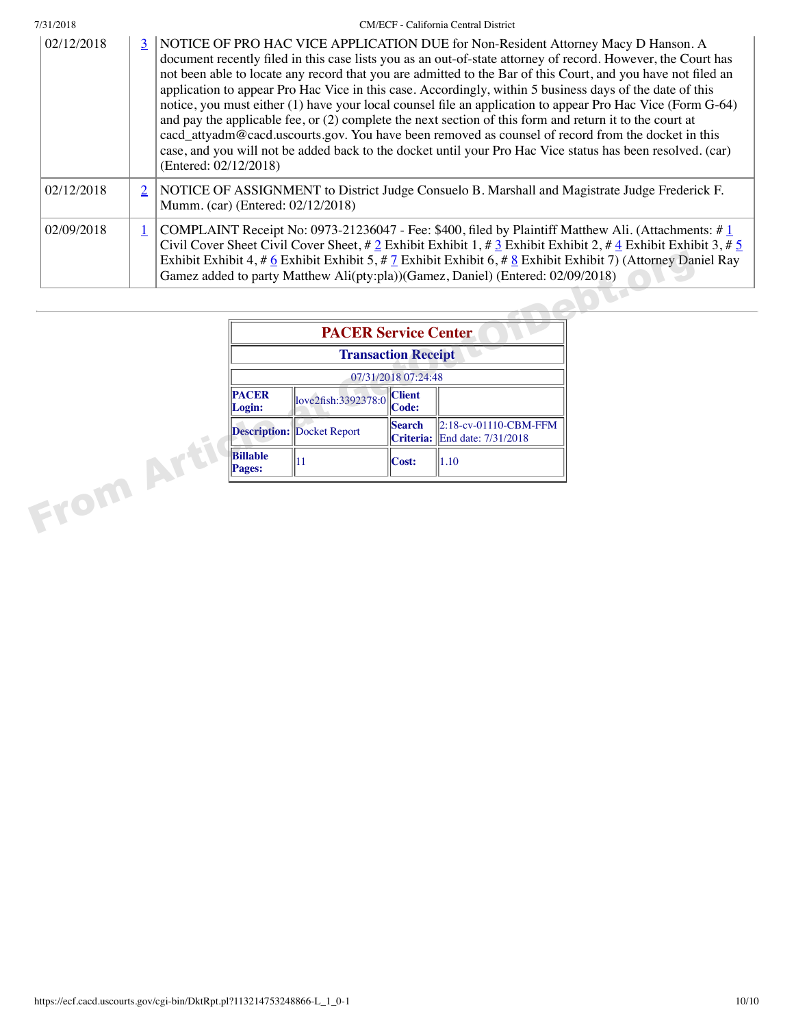| | | |
|---|---|---|
| 02/12/2018 | 3 | NOTICE OF PRO HAC VICE APPLICATION DUE for Non-Resident Attorney Macy D Hanson. A document recently filed in this case lists you as an out-of-state attorney of record. However, the Court has not been able to locate any record that you are admitted to the Bar of this Court, and you have not filed an application to appear Pro Hac Vice in this case. Accordingly, within 5 business days of the date of this notice, you must either (1) have your local counsel file an application to appear Pro Hac Vice (Form G-64) and pay the applicable fee, or (2) complete the next section of this form and return it to the court at cacd_attyadm@cacd.uscourts.gov. You have been removed as counsel of record from the docket in this case, and you will not be added back to the docket until your Pro Hac Vice status has been resolved. (car) (Entered: 02/12/2018) |
| 02/12/2018 | 2 | NOTICE OF ASSIGNMENT to District Judge Consuelo B. Marshall and Magistrate Judge Frederick F. Mumm. (car) (Entered: 02/12/2018) |
| 02/09/2018 | 1 | COMPLAINT Receipt No: 0973-21236047 - Fee: $400, filed by Plaintiff Matthew Ali. (Attachments: # 1 Civil Cover Sheet Civil Cover Sheet, # 2 Exhibit Exhibit 1, # 3 Exhibit Exhibit 2, # 4 Exhibit Exhibit 3, # 5 Exhibit Exhibit 4, # 6 Exhibit Exhibit 5, # 7 Exhibit Exhibit 6, # 8 Exhibit Exhibit 7) (Attorney Daniel Ray Gamez added to party Matthew Ali(pty:pla))(Gamez, Daniel) (Entered: 02/09/2018) |

| PACER Service Center | | | |
|---|---|---|---|
| Transaction Receipt | | | |
| 07/31/2018 07:24:48 | | | |
| **PACER Login:** | love2fish:3392378:0 | **Client Code:** | |
| **Description:** | Docket Report | **Search Criteria:** | 2:18-cv-01110-CBM-FFM End date: 7/31/2018 |
| **Billable Pages:** | 11 | **Cost:** | 1.10 |